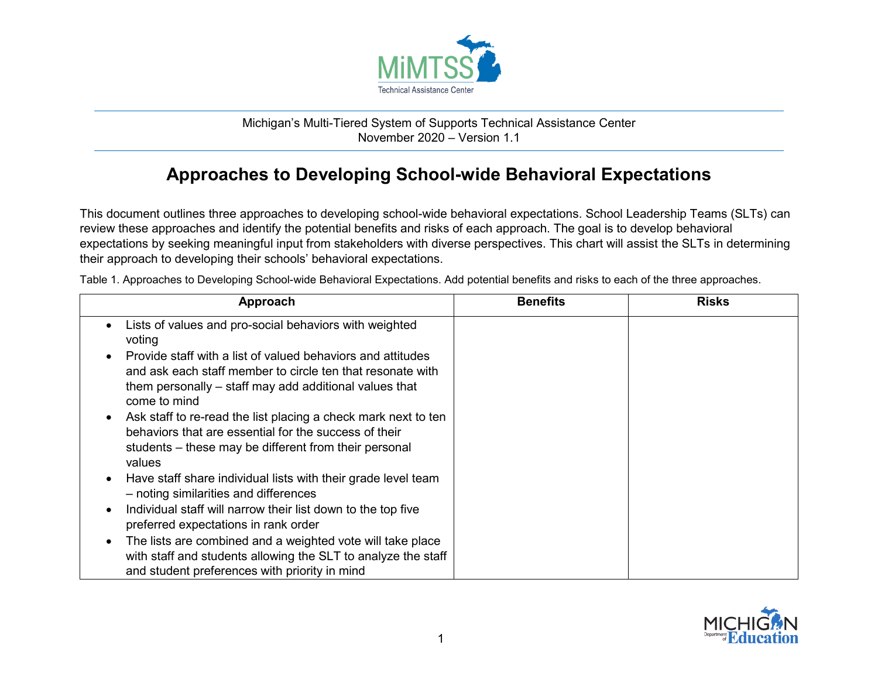Michigan's Multi-Tiered System of Supports Technical Assistance Center
November 2020 – Version 1.1

# Approaches to Developing School-wide Behavioral Expectations

This document outlines three approaches to developing school-wide behavioral expectations. School Leadership Teams (SLTs) can review these approaches and identify the potential benefits and risks of each approach. The goal is to develop behavioral expectations by seeking meaningful input from stakeholders with diverse perspectives. This chart will assist the SLTs in determining their approach to developing their schools' behavioral expectations.

Table 1. Approaches to Developing School-wide Behavioral Expectations. Add potential benefits and risks to each of the three approaches.

| Approach | Benefits | Risks |
| --- | --- | --- |
| • Lists of values and pro-social behaviors with weighted voting<br>• Provide staff with a list of valued behaviors and attitudes and ask each staff member to circle ten that resonate with them personally – staff may add additional values that come to mind<br>• Ask staff to re-read the list placing a check mark next to ten behaviors that are essential for the success of their students – these may be different from their personal values<br>• Have staff share individual lists with their grade level team – noting similarities and differences<br>• Individual staff will narrow their list down to the top five preferred expectations in rank order<br>• The lists are combined and a weighted vote will take place with staff and students allowing the SLT to analyze the staff and student preferences with priority in mind | | |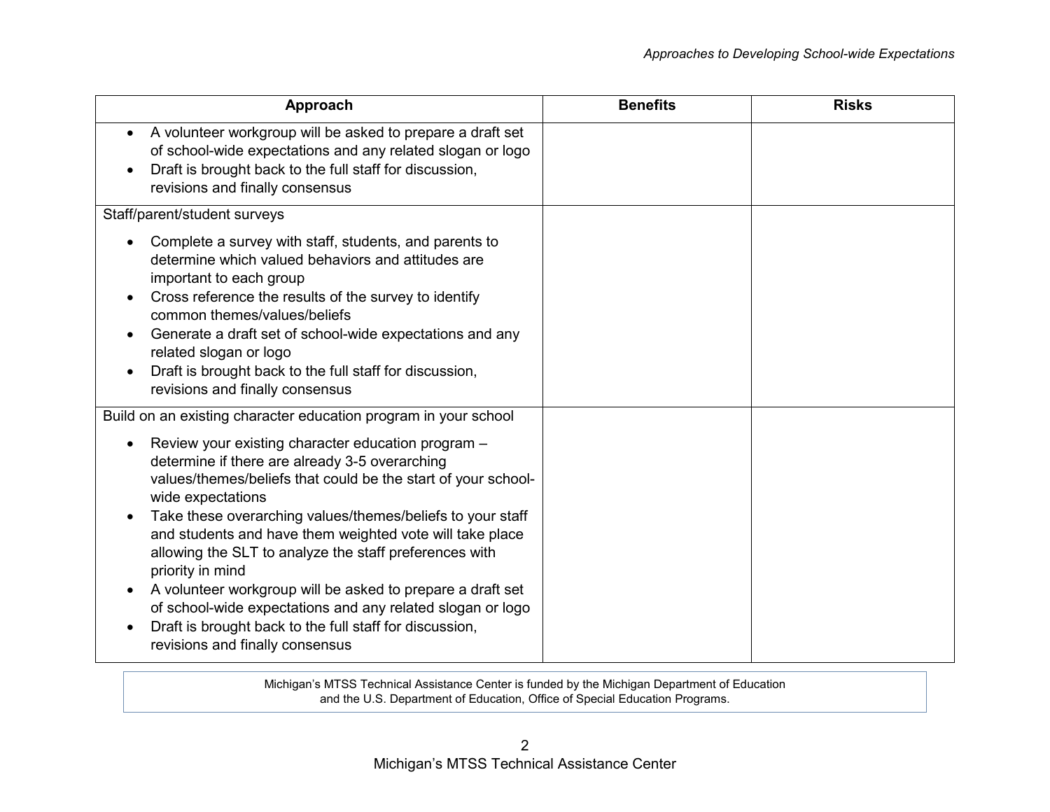| Approach | Benefits | Risks |
| --- | --- | --- |
| • A volunteer workgroup will be asked to prepare a draft set of school-wide expectations and any related slogan or logo<br>• Draft is brought back to the full staff for discussion, revisions and finally consensus | | |
| Staff/parent/student surveys<br>• Complete a survey with staff, students, and parents to determine which valued behaviors and attitudes are important to each group<br>• Cross reference the results of the survey to identify common themes/values/beliefs<br>• Generate a draft set of school-wide expectations and any related slogan or logo<br>• Draft is brought back to the full staff for discussion, revisions and finally consensus | | |
| Build on an existing character education program in your school<br>• Review your existing character education program – determine if there are already 3-5 overarching values/themes/beliefs that could be the start of your school-wide expectations<br>• Take these overarching values/themes/beliefs to your staff and students and have them weighted vote will take place allowing the SLT to analyze the staff preferences with priority in mind<br>• A volunteer workgroup will be asked to prepare a draft set of school-wide expectations and any related slogan or logo<br>• Draft is brought back to the full staff for discussion, revisions and finally consensus | | |

Michigan's MTSS Technical Assistance Center is funded by the Michigan Department of Education and the U.S. Department of Education, Office of Special Education Programs.